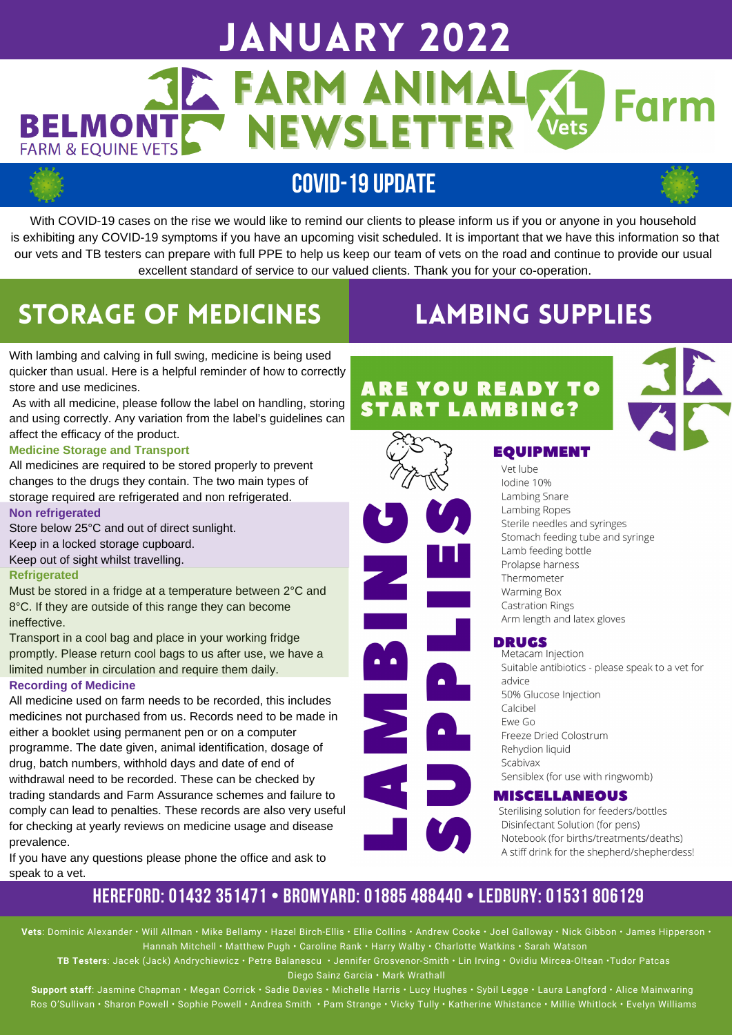# JANUARY 2022

# FARM ANIMAL NEWSLETTER

BELMONT FARM & EQUINE VETS — XL Vets Farm

## COVID-19 UPDATE

With COVID-19 cases on the rise we would like to remind our clients to please inform us if you or anyone in you household is exhibiting any COVID-19 symptoms if you have an upcoming visit scheduled. It is important that we have this information so that our vets and TB testers can prepare with full PPE to help us keep our team of vets on the road and continue to provide our usual excellent standard of service to our valued clients. Thank you for your co-operation.

## STORAGE OF MEDICINES

With lambing and calving in full swing, medicine is being used quicker than usual. Here is a helpful reminder of how to correctly store and use medicines.

As with all medicine, please follow the label on handling, storing and using correctly. Any variation from the label's guidelines can affect the efficacy of the product.

### Medicine Storage and Transport

All medicines are required to be stored properly to prevent changes to the drugs they contain. The two main types of storage required are refrigerated and non refrigerated.

### Non refrigerated

Store below 25°C and out of direct sunlight.
Keep in a locked storage cupboard.
Keep out of sight whilst travelling.

### Refrigerated

Must be stored in a fridge at a temperature between 2°C and 8°C. If they are outside of this range they can become ineffective.

Transport in a cool bag and place in your working fridge promptly. Please return cool bags to us after use, we have a limited number in circulation and require them daily.

### Recording of Medicine

All medicine used on farm needs to be recorded, this includes medicines not purchased from us. Records need to be made in either a booklet using permanent pen or on a computer programme. The date given, animal identification, dosage of drug, batch numbers, withhold days and date of end of withdrawal need to be recorded. These can be checked by trading standards and Farm Assurance schemes and failure to comply can lead to penalties. These records are also very useful for checking at yearly reviews on medicine usage and disease prevalence.

If you have any questions please phone the office and ask to speak to a vet.

## LAMBING SUPPLIES

### ARE YOU READY TO START LAMBING?

### EQUIPMENT

- Vet lube
- Iodine 10%
- Lambing Snare
- Lambing Ropes
- Sterile needles and syringes
- Stomach feeding tube and syringe
- Lamb feeding bottle
- Prolapse harness
- Thermometer
- Warming Box
- Castration Rings
- Arm length and latex gloves

### DRUGS

- Metacam Injection
- Suitable antibiotics - please speak to a vet for advice
- 50% Glucose Injection
- Calcibel
- Ewe Go
- Freeze Dried Colostrum
- Rehydion liquid
- Scabivax
- Sensiblex (for use with ringwomb)

### MISCELLANEOUS

- Sterilising solution for feeders/bottles
- Disinfectant Solution (for pens)
- Notebook (for births/treatments/deaths)
- A stiff drink for the shepherd/shepherdess!

## HEREFORD: 01432 351471 • BROMYARD: 01885 488440 • LEDBURY: 01531 806129

**Vets**: Dominic Alexander • Will Allman • Mike Bellamy • Hazel Birch-Ellis • Ellie Collins • Andrew Cooke • Joel Galloway • Nick Gibbon • James Hipperson • Hannah Mitchell • Matthew Pugh • Caroline Rank • Harry Walby • Charlotte Watkins • Sarah Watson

**TB Testers**: Jacek (Jack) Andrychiewicz • Petre Balanescu • Jennifer Grosvenor-Smith • Lin Irving • Ovidiu Mircea-Oltean •Tudor Patcas
Diego Sainz Garcia • Mark Wrathall

**Support staff**: Jasmine Chapman • Megan Corrick • Sadie Davies • Michelle Harris • Lucy Hughes • Sybil Legge • Laura Langford • Alice Mainwaring
Ros O'Sullivan • Sharon Powell • Sophie Powell • Andrea Smith • Pam Strange • Vicky Tully • Katherine Whistance • Millie Whitlock • Evelyn Williams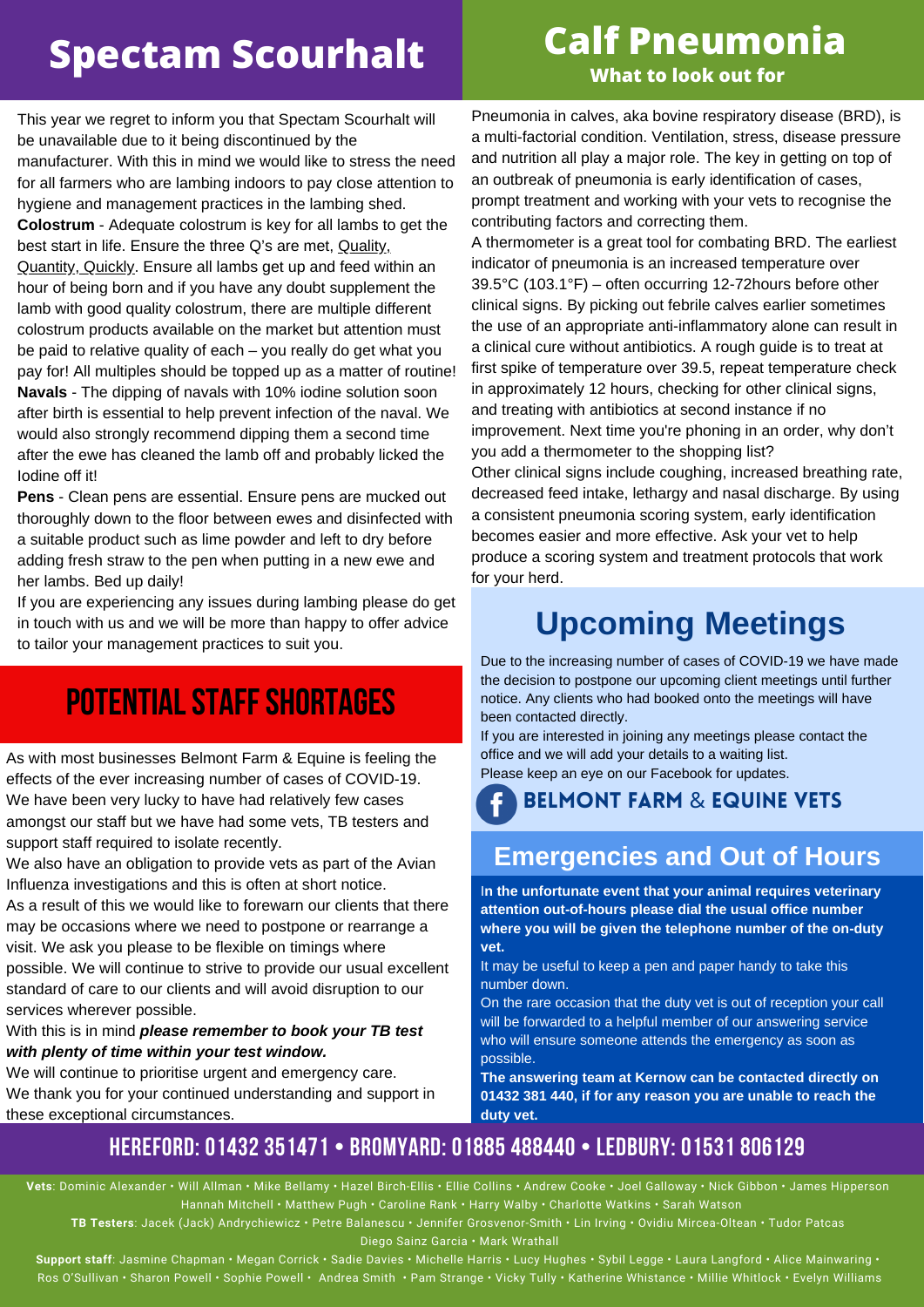# Spectam Scourhalt

This year we regret to inform you that Spectam Scourhalt will be unavailable due to it being discontinued by the manufacturer. With this in mind we would like to stress the need for all farmers who are lambing indoors to pay close attention to hygiene and management practices in the lambing shed.

**Colostrum** - Adequate colostrum is key for all lambs to get the best start in life. Ensure the three Q's are met, Quality, Quantity, Quickly. Ensure all lambs get up and feed within an hour of being born and if you have any doubt supplement the lamb with good quality colostrum, there are multiple different colostrum products available on the market but attention must be paid to relative quality of each – you really do get what you pay for! All multiples should be topped up as a matter of routine!

**Navals** - The dipping of navals with 10% iodine solution soon after birth is essential to help prevent infection of the naval. We would also strongly recommend dipping them a second time after the ewe has cleaned the lamb off and probably licked the Iodine off it!

**Pens** - Clean pens are essential. Ensure pens are mucked out thoroughly down to the floor between ewes and disinfected with a suitable product such as lime powder and left to dry before adding fresh straw to the pen when putting in a new ewe and her lambs. Bed up daily!

If you are experiencing any issues during lambing please do get in touch with us and we will be more than happy to offer advice to tailor your management practices to suit you.

# POTENTIAL STAFF SHORTAGES

As with most businesses Belmont Farm & Equine is feeling the effects of the ever increasing number of cases of COVID-19. We have been very lucky to have had relatively few cases amongst our staff but we have had some vets, TB testers and support staff required to isolate recently.

We also have an obligation to provide vets as part of the Avian Influenza investigations and this is often at short notice.

As a result of this we would like to forewarn our clients that there may be occasions where we need to postpone or rearrange a visit. We ask you please to be flexible on timings where possible. We will continue to strive to provide our usual excellent standard of care to our clients and will avoid disruption to our services wherever possible.

With this is in mind ***please remember to book your TB test with plenty of time within your test window.***

We will continue to prioritise urgent and emergency care.

We thank you for your continued understanding and support in these exceptional circumstances.

# Calf Pneumonia

**What to look out for**

Pneumonia in calves, aka bovine respiratory disease (BRD), is a multi-factorial condition. Ventilation, stress, disease pressure and nutrition all play a major role. The key in getting on top of an outbreak of pneumonia is early identification of cases, prompt treatment and working with your vets to recognise the contributing factors and correcting them.

A thermometer is a great tool for combating BRD. The earliest indicator of pneumonia is an increased temperature over 39.5°C (103.1°F) – often occurring 12-72hours before other clinical signs. By picking out febrile calves earlier sometimes the use of an appropriate anti-inflammatory alone can result in a clinical cure without antibiotics. A rough guide is to treat at first spike of temperature over 39.5, repeat temperature check in approximately 12 hours, checking for other clinical signs, and treating with antibiotics at second instance if no improvement. Next time you're phoning in an order, why don't you add a thermometer to the shopping list?

Other clinical signs include coughing, increased breathing rate, decreased feed intake, lethargy and nasal discharge. By using a consistent pneumonia scoring system, early identification becomes easier and more effective. Ask your vet to help produce a scoring system and treatment protocols that work for your herd.

# Upcoming Meetings

Due to the increasing number of cases of COVID-19 we have made the decision to postpone our upcoming client meetings until further notice. Any clients who had booked onto the meetings will have been contacted directly.

If you are interested in joining any meetings please contact the office and we will add your details to a waiting list.

Please keep an eye on our Facebook for updates.

**BELMONT FARM & EQUINE VETS**

## Emergencies and Out of Hours

**In the unfortunate event that your animal requires veterinary attention out-of-hours please dial the usual office number where you will be given the telephone number of the on-duty vet.**

It may be useful to keep a pen and paper handy to take this number down.

On the rare occasion that the duty vet is out of reception your call will be forwarded to a helpful member of our answering service who will ensure someone attends the emergency as soon as possible.

**The answering team at Kernow can be contacted directly on 01432 381 440, if for any reason you are unable to reach the duty vet.**

**HEREFORD: 01432 351471 • BROMYARD: 01885 488440 • LEDBURY: 01531 806129**

**Vets**: Dominic Alexander • Will Allman • Mike Bellamy • Hazel Birch-Ellis • Ellie Collins • Andrew Cooke • Joel Galloway • Nick Gibbon • James Hipperson Hannah Mitchell • Matthew Pugh • Caroline Rank • Harry Walby • Charlotte Watkins • Sarah Watson

**TB Testers**: Jacek (Jack) Andrychiewicz • Petre Balanescu • Jennifer Grosvenor-Smith • Lin Irving • Ovidiu Mircea-Oltean • Tudor Patcas Diego Sainz Garcia • Mark Wrathall

**Support staff**: Jasmine Chapman • Megan Corrick • Sadie Davies • Michelle Harris • Lucy Hughes • Sybil Legge • Laura Langford • Alice Mainwaring • Ros O'Sullivan • Sharon Powell • Sophie Powell • Andrea Smith • Pam Strange • Vicky Tully • Katherine Whistance • Millie Whitlock • Evelyn Williams